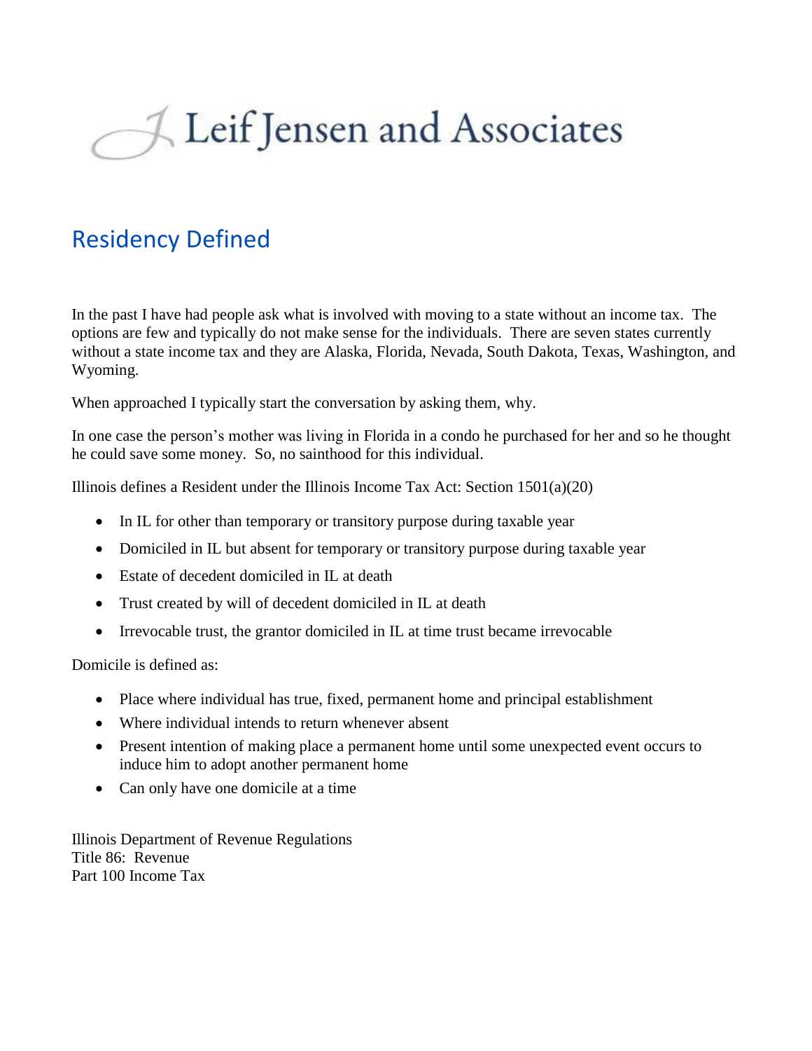Leif Jensen and Associates

# Residency Defined

In the past I have had people ask what is involved with moving to a state without an income tax. The options are few and typically do not make sense for the individuals. There are seven states currently without a state income tax and they are Alaska, Florida, Nevada, South Dakota, Texas, Washington, and Wyoming.

When approached I typically start the conversation by asking them, why.

In one case the person's mother was living in Florida in a condo he purchased for her and so he thought he could save some money. So, no sainthood for this individual.

Illinois defines a Resident under the Illinois Income Tax Act: Section 1501(a)(20)

- In IL for other than temporary or transitory purpose during taxable year
- Domiciled in IL but absent for temporary or transitory purpose during taxable year
- Estate of decedent domiciled in IL at death
- Trust created by will of decedent domiciled in IL at death
- Irrevocable trust, the grantor domiciled in IL at time trust became irrevocable

Domicile is defined as:

- Place where individual has true, fixed, permanent home and principal establishment
- Where individual intends to return whenever absent
- Present intention of making place a permanent home until some unexpected event occurs to induce him to adopt another permanent home
- Can only have one domicile at a time

Illinois Department of Revenue Regulations
Title 86: Revenue
Part 100 Income Tax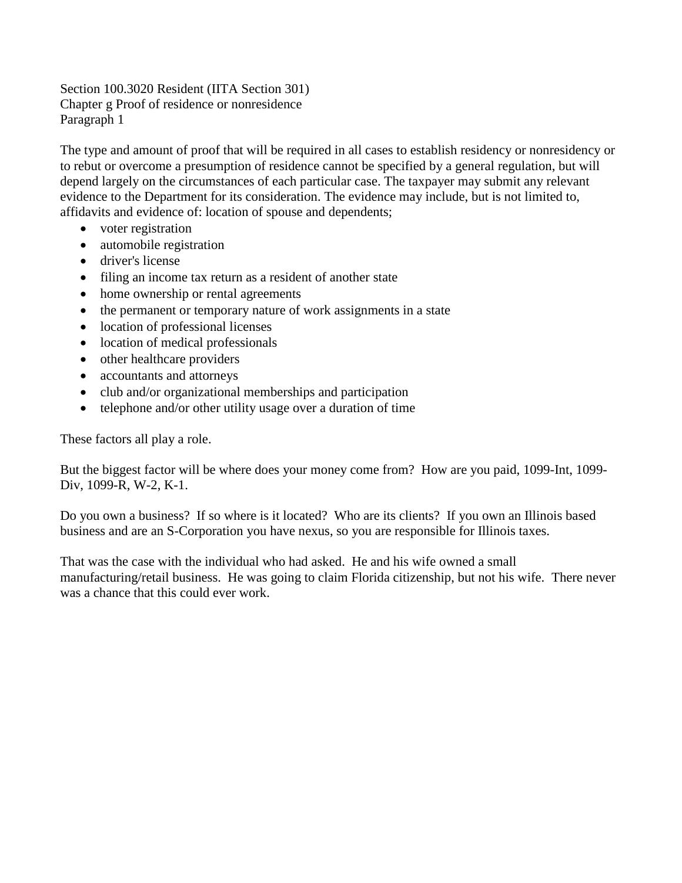Section 100.3020 Resident (IITA Section 301)
Chapter g Proof of residence or nonresidence
Paragraph 1

The type and amount of proof that will be required in all cases to establish residency or nonresidency or to rebut or overcome a presumption of residence cannot be specified by a general regulation, but will depend largely on the circumstances of each particular case. The taxpayer may submit any relevant evidence to the Department for its consideration. The evidence may include, but is not limited to, affidavits and evidence of: location of spouse and dependents;

- voter registration
- automobile registration
- driver's license
- filing an income tax return as a resident of another state
- home ownership or rental agreements
- the permanent or temporary nature of work assignments in a state
- location of professional licenses
- location of medical professionals
- other healthcare providers
- accountants and attorneys
- club and/or organizational memberships and participation
- telephone and/or other utility usage over a duration of time

These factors all play a role.

But the biggest factor will be where does your money come from? How are you paid, 1099-Int, 1099-Div, 1099-R, W-2, K-1.

Do you own a business? If so where is it located? Who are its clients? If you own an Illinois based business and are an S-Corporation you have nexus, so you are responsible for Illinois taxes.

That was the case with the individual who had asked. He and his wife owned a small manufacturing/retail business. He was going to claim Florida citizenship, but not his wife. There never was a chance that this could ever work.